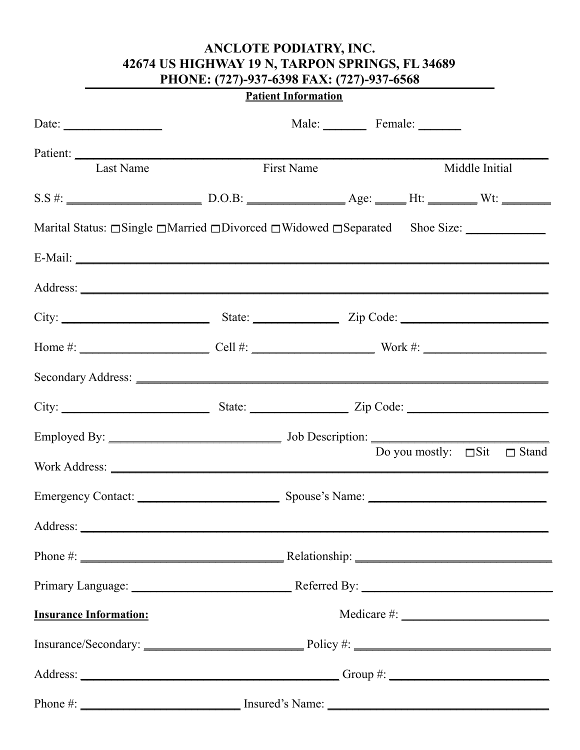# ANCLOTE PODIATRY, INC.
## 42674 US HIGHWAY 19 N, TARPON SPRINGS, FL 34689
## PHONE: (727)-937-6398 FAX: (727)-937-6568

**Patient Information**

Date: ________________ Male: _______ Female: _______

Patient: ______________________________________________________________
Last Name First Name Middle Initial

S.S #: ______________________ D.O.B: ________________ Age: _____ Ht: ________ Wt: ________

Marital Status: ☐Single ☐Married ☐Divorced ☐Widowed ☐Separated Shoe Size: _____________

E-Mail: ______________________________________________________________

Address: ______________________________________________________________

City: _________________________ State: ______________ Zip Code: _________________________

Home #: _____________________ Cell #: ____________________ Work #: ____________________

Secondary Address: ______________________________________________________

City: _________________________ State: ________________ Zip Code: _______________________

Employed By: ____________________________ Job Description: ____________________________

Do you mostly: ☐Sit ☐ Stand

Work Address: ______________________________________________________________

Emergency Contact: _______________________ Spouse's Name: _____________________________

Address: ______________________________________________________________

Phone #: _________________________________ Relationship: ______________________________

Primary Language: _________________________ Referred By: ______________________________

**Insurance Information:** Medicare #: _________________________

Insurance/Secondary: __________________________ Policy #: _______________________________

Address: __________________________________________ Group #: ___________________________

Phone #: __________________________ Insured's Name: ____________________________________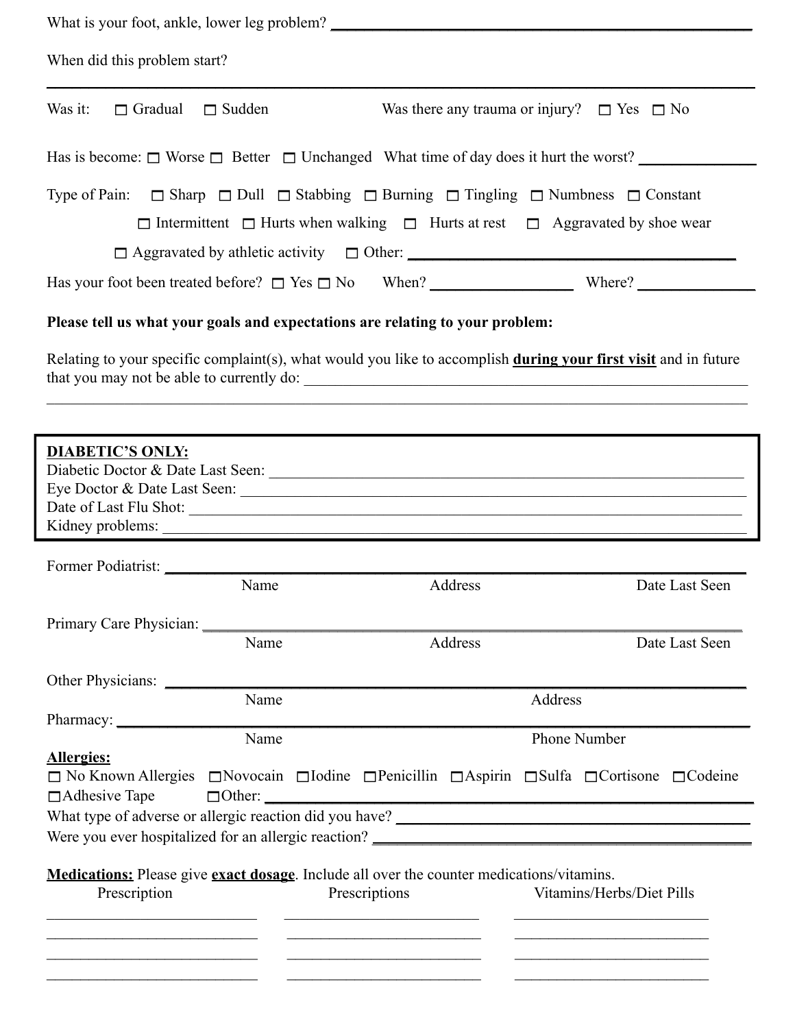What is your foot, ankle, lower leg problem? ____________________

When did this problem start?

____________________

Was it: ☐ Gradual ☐ Sudden Was there any trauma or injury? ☐ Yes ☐ No

Has is become: ☐ Worse ☐ Better ☐ Unchanged What time of day does it hurt the worst? ____________

Type of Pain: ☐ Sharp ☐ Dull ☐ Stabbing ☐ Burning ☐ Tingling ☐ Numbness ☐ Constant

☐ Intermittent ☐ Hurts when walking ☐ Hurts at rest ☐ Aggravated by shoe wear

☐ Aggravated by athletic activity ☐ Other: ____________________

Has your foot been treated before? ☐ Yes ☐ No When? ____________ Where? ____________

**Please tell us what your goals and expectations are relating to your problem:**

Relating to your specific complaint(s), what would you like to accomplish **<u>during your first visit</u>** and in future that you may not be able to currently do: ____________________

____________________

**<u>DIABETIC'S ONLY:</u>**
Diabetic Doctor & Date Last Seen: ____________________
Eye Doctor & Date Last Seen: ____________________
Date of Last Flu Shot: ____________________
Kidney problems: ____________________

Former Podiatrist: ____________________
Name Address Date Last Seen

Primary Care Physician: ____________________
Name Address Date Last Seen

Other Physicians: ____________________
Name Address

Pharmacy: ____________________
Name Phone Number

**<u>Allergies:</u>**
☐ No Known Allergies ☐Novocain ☐Iodine ☐Penicillin ☐Aspirin ☐Sulfa ☐Cortisone ☐Codeine
☐Adhesive Tape ☐Other: ____________________
What type of adverse or allergic reaction did you have? ____________________
Were you ever hospitalized for an allergic reaction? ____________________

**<u>Medications:</u>** Please give **<u>exact dosage</u>**. Include all over the counter medications/vitamins.

| Prescription | Prescriptions | Vitamins/Herbs/Diet Pills |
|---|---|---|
| ____________ | ____________ | ____________ |
| ____________ | ____________ | ____________ |
| ____________ | ____________ | ____________ |
| ____________ | ____________ | ____________ |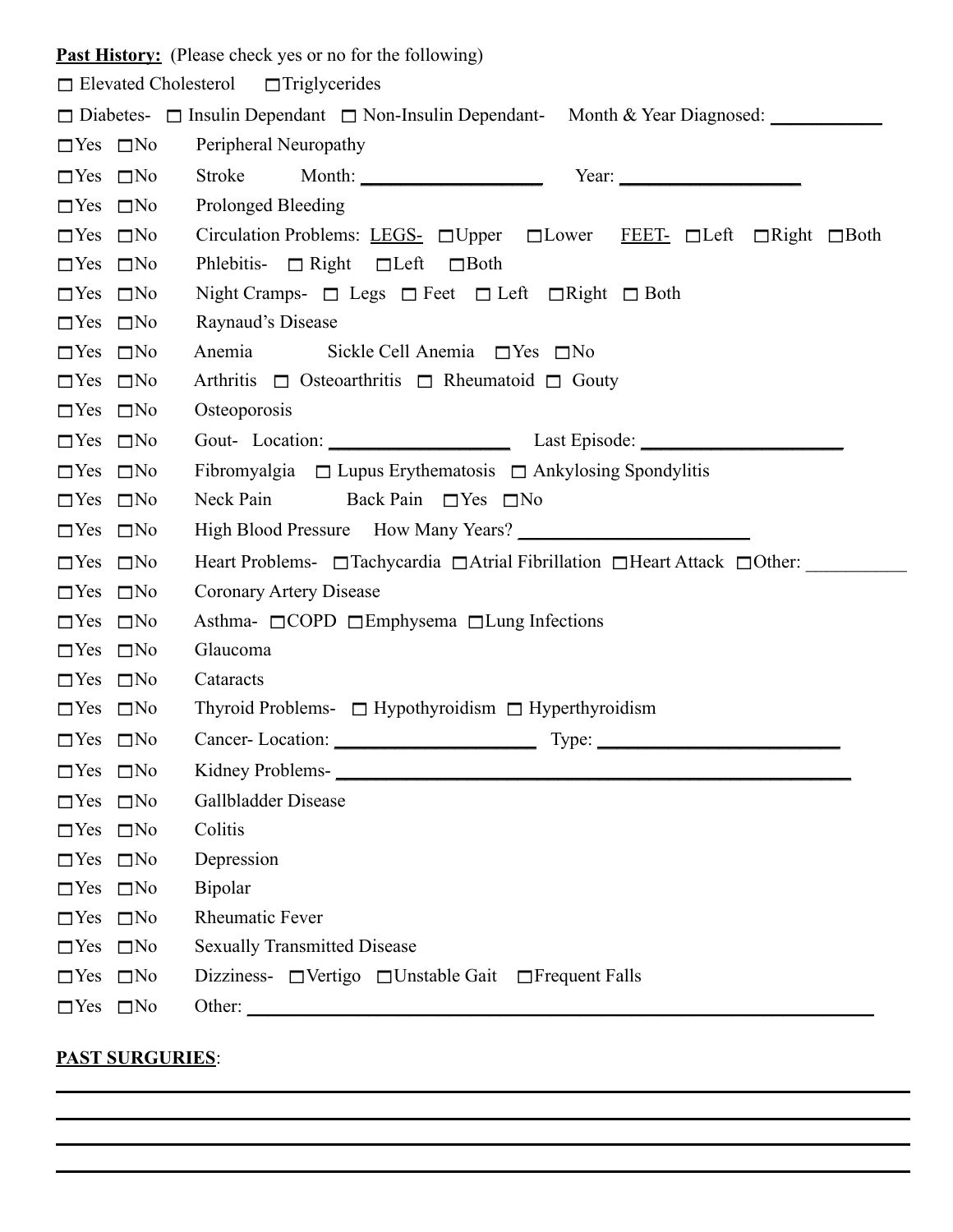**Past History:** (Please check yes or no for the following)

☐ Elevated Cholesterol ☐ Triglycerides

☐ Diabetes- ☐ Insulin Dependant ☐ Non-Insulin Dependant- Month & Year Diagnosed: ___________

☐ Yes ☐ No Peripheral Neuropathy

☐ Yes ☐ No Stroke Month: ___________________ Year: ___________________

☐ Yes ☐ No Prolonged Bleeding

☐ Yes ☐ No Circulation Problems: LEGS- ☐ Upper ☐ Lower FEET- ☐ Left ☐ Right ☐ Both

☐ Yes ☐ No Phlebitis- ☐ Right ☐ Left ☐ Both

☐ Yes ☐ No Night Cramps- ☐ Legs ☐ Feet ☐ Left ☐ Right ☐ Both

☐ Yes ☐ No Raynaud's Disease

☐ Yes ☐ No Anemia Sickle Cell Anemia ☐ Yes ☐ No

☐ Yes ☐ No Arthritis ☐ Osteoarthritis ☐ Rheumatoid ☐ Gouty

☐ Yes ☐ No Osteoporosis

☐ Yes ☐ No Gout- Location: ___________________ Last Episode: ___________________

☐ Yes ☐ No Fibromyalgia ☐ Lupus Erythematosis ☐ Ankylosing Spondylitis

☐ Yes ☐ No Neck Pain Back Pain ☐ Yes ☐ No

☐ Yes ☐ No High Blood Pressure How Many Years? ______________________

☐ Yes ☐ No Heart Problems- ☐ Tachycardia ☐ Atrial Fibrillation ☐ Heart Attack ☐ Other: __________

☐ Yes ☐ No Coronary Artery Disease

☐ Yes ☐ No Asthma- ☐ COPD ☐ Emphysema ☐ Lung Infections

☐ Yes ☐ No Glaucoma

☐ Yes ☐ No Cataracts

☐ Yes ☐ No Thyroid Problems- ☐ Hypothyroidism ☐ Hyperthyroidism

☐ Yes ☐ No Cancer- Location: ____________________ Type: ______________________

☐ Yes ☐ No Kidney Problems- ________________________________________________

☐ Yes ☐ No Gallbladder Disease

☐ Yes ☐ No Colitis

☐ Yes ☐ No Depression

☐ Yes ☐ No Bipolar

☐ Yes ☐ No Rheumatic Fever

☐ Yes ☐ No Sexually Transmitted Disease

☐ Yes ☐ No Dizziness- ☐ Vertigo ☐ Unstable Gait ☐ Frequent Falls

☐ Yes ☐ No Other: ____________________________________________________________

**PAST SURGURIES**:

________________________________________________________________________

________________________________________________________________________

________________________________________________________________________

________________________________________________________________________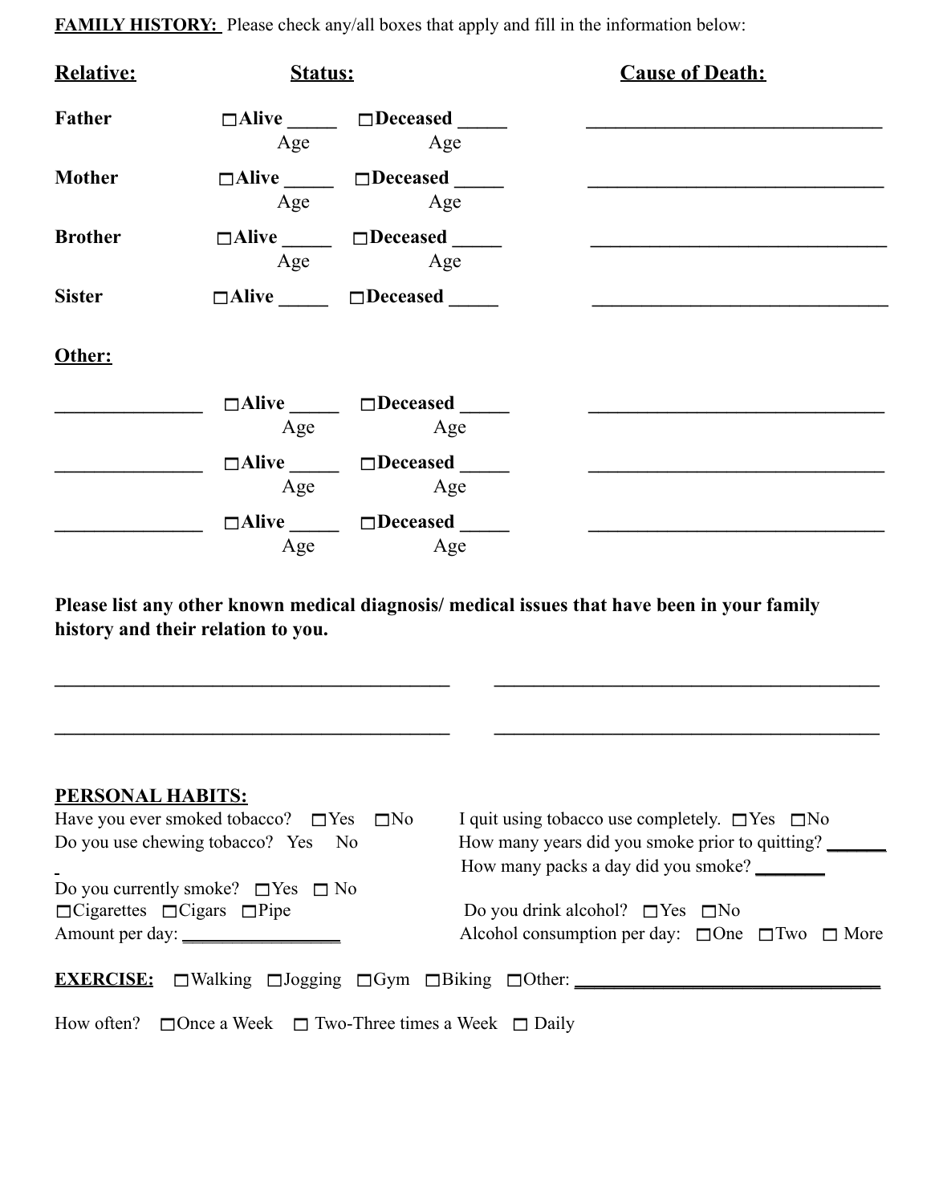**FAMILY HISTORY:** Please check any/all boxes that apply and fill in the information below:

| Relative: | Status: | | Cause of Death: |
|---|---|---|---|
| **Father** | ☐**Alive** _____ Age | ☐**Deceased** _____ Age | ______________________________ |
| **Mother** | ☐**Alive** _____ Age | ☐**Deceased** _____ Age | ______________________________ |
| **Brother** | ☐**Alive** _____ Age | ☐**Deceased** _____ Age | ______________________________ |
| **Sister** | ☐**Alive** _____ | ☐**Deceased** _____ | ______________________________ |

**Other:**

| | | | |
|---|---|---|---|
| _______________ | ☐**Alive** _____ Age | ☐**Deceased** _____ Age | ______________________________ |
| _______________ | ☐**Alive** _____ Age | ☐**Deceased** _____ Age | ______________________________ |
| _______________ | ☐**Alive** _____ Age | ☐**Deceased** _____ Age | ______________________________ |

**Please list any other known medical diagnosis/ medical issues that have been in your family history and their relation to you.**

________________________________________ ________________________________________

________________________________________ ________________________________________

**PERSONAL HABITS:**

Have you ever smoked tobacco? ☐Yes ☐No

Do you use chewing tobacco? Yes No

Do you currently smoke? ☐Yes ☐ No

☐Cigarettes ☐Cigars ☐Pipe

Amount per day: _________________

I quit using tobacco use completely. ☐Yes ☐No

How many years did you smoke prior to quitting? _______

How many packs a day did you smoke? ________

Do you drink alcohol? ☐Yes ☐No

Alcohol consumption per day: ☐One ☐Two ☐ More

**EXERCISE:** ☐Walking ☐Jogging ☐Gym ☐Biking ☐Other: ________________________________

How often? ☐Once a Week ☐ Two-Three times a Week ☐ Daily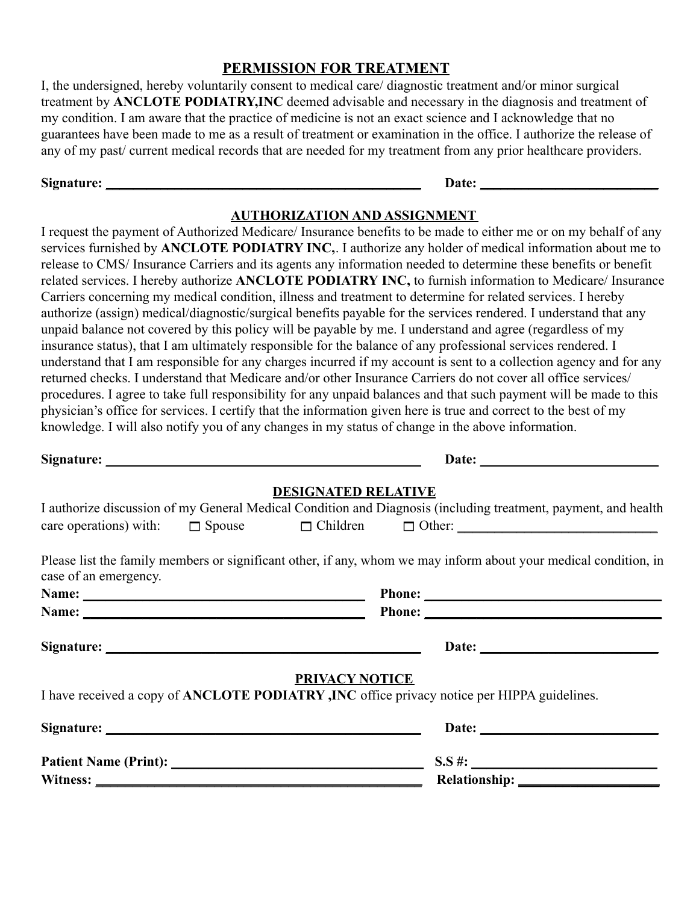## PERMISSION FOR TREATMENT

I, the undersigned, hereby voluntarily consent to medical care/ diagnostic treatment and/or minor surgical treatment by **ANCLOTE PODIATRY,INC** deemed advisable and necessary in the diagnosis and treatment of my condition. I am aware that the practice of medicine is not an exact science and I acknowledge that no guarantees have been made to me as a result of treatment or examination in the office. I authorize the release of any of my past/ current medical records that are needed for my treatment from any prior healthcare providers.

**Signature:** ______________________________________________ **Date:** ___________________________

## AUTHORIZATION AND ASSIGNMENT

I request the payment of Authorized Medicare/ Insurance benefits to be made to either me or on my behalf of any services furnished by **ANCLOTE PODIATRY INC,**. I authorize any holder of medical information about me to release to CMS/ Insurance Carriers and its agents any information needed to determine these benefits or benefit related services. I hereby authorize **ANCLOTE PODIATRY INC,** to furnish information to Medicare/ Insurance Carriers concerning my medical condition, illness and treatment to determine for related services. I hereby authorize (assign) medical/diagnostic/surgical benefits payable for the services rendered. I understand that any unpaid balance not covered by this policy will be payable by me. I understand and agree (regardless of my insurance status), that I am ultimately responsible for the balance of any professional services rendered. I understand that I am responsible for any charges incurred if my account is sent to a collection agency and for any returned checks. I understand that Medicare and/or other Insurance Carriers do not cover all office services/ procedures. I agree to take full responsibility for any unpaid balances and that such payment will be made to this physician's office for services. I certify that the information given here is true and correct to the best of my knowledge. I will also notify you of any changes in my status of change in the above information.

**Signature:** ______________________________________________ **Date:** ___________________________

## DESIGNATED RELATIVE

I authorize discussion of my General Medical Condition and Diagnosis (including treatment, payment, and health care operations) with: ☐ Spouse ☐ Children ☐ Other: ______________________________

Please list the family members or significant other, if any, whom we may inform about your medical condition, in case of an emergency.

**Name:** __________________________________________ **Phone:** ___________________________________

**Name:** __________________________________________ **Phone:** ___________________________________

**Signature:** ______________________________________________ **Date:** ___________________________

## PRIVACY NOTICE

I have received a copy of **ANCLOTE PODIATRY ,INC** office privacy notice per HIPPA guidelines.

**Signature:** ______________________________________________ **Date:** ___________________________

**Patient Name (Print):** ______________________________________ **S.S #:** ____________________________

**Witness:** ________________________________________________ **Relationship:** _____________________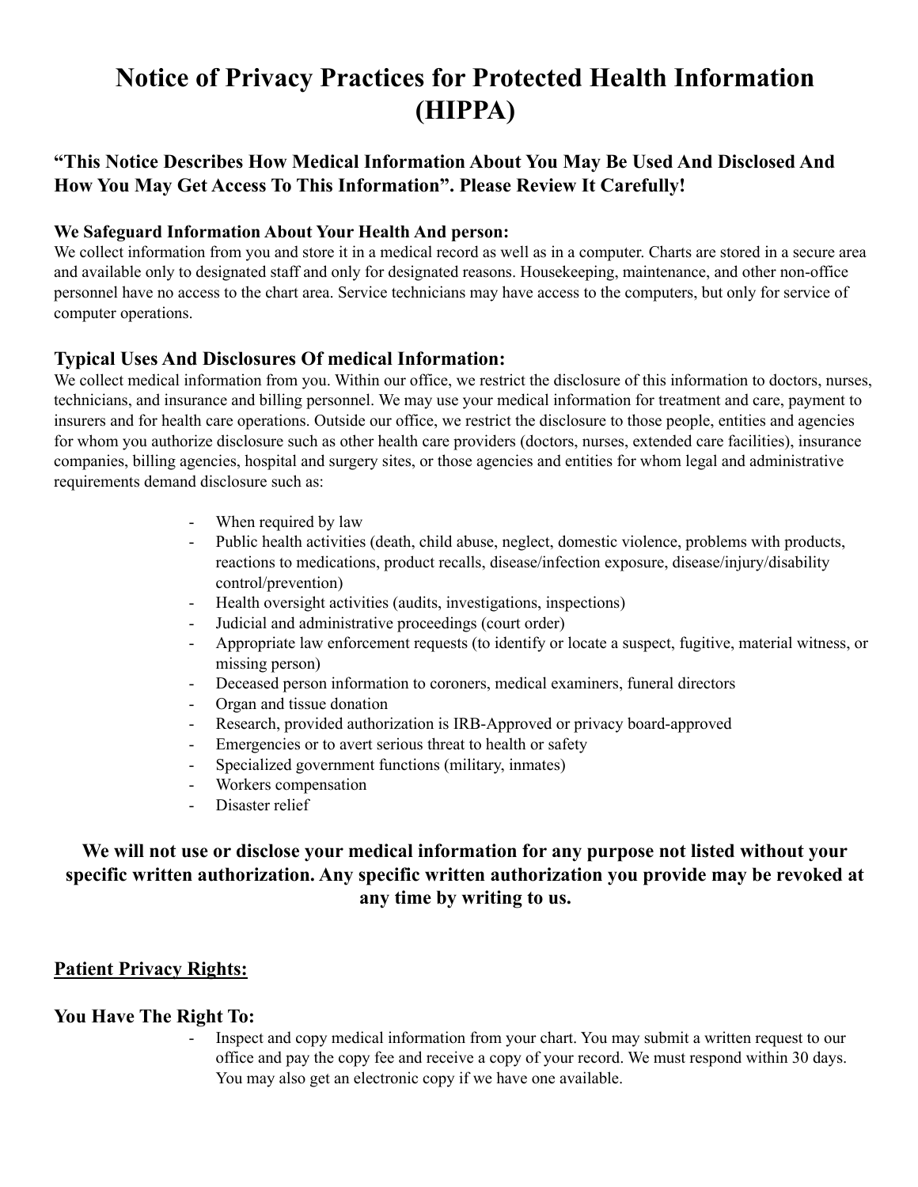# Notice of Privacy Practices for Protected Health Information (HIPPA)

### "This Notice Describes How Medical Information About You May Be Used And Disclosed And How You May Get Access To This Information". Please Review It Carefully!

#### We Safeguard Information About Your Health And person:

We collect information from you and store it in a medical record as well as in a computer. Charts are stored in a secure area and available only to designated staff and only for designated reasons. Housekeeping, maintenance, and other non-office personnel have no access to the chart area. Service technicians may have access to the computers, but only for service of computer operations.

### Typical Uses And Disclosures Of medical Information:

We collect medical information from you. Within our office, we restrict the disclosure of this information to doctors, nurses, technicians, and insurance and billing personnel. We may use your medical information for treatment and care, payment to insurers and for health care operations. Outside our office, we restrict the disclosure to those people, entities and agencies for whom you authorize disclosure such as other health care providers (doctors, nurses, extended care facilities), insurance companies, billing agencies, hospital and surgery sites, or those agencies and entities for whom legal and administrative requirements demand disclosure such as:

- When required by law
- Public health activities (death, child abuse, neglect, domestic violence, problems with products, reactions to medications, product recalls, disease/infection exposure, disease/injury/disability control/prevention)
- Health oversight activities (audits, investigations, inspections)
- Judicial and administrative proceedings (court order)
- Appropriate law enforcement requests (to identify or locate a suspect, fugitive, material witness, or missing person)
- Deceased person information to coroners, medical examiners, funeral directors
- Organ and tissue donation
- Research, provided authorization is IRB-Approved or privacy board-approved
- Emergencies or to avert serious threat to health or safety
- Specialized government functions (military, inmates)
- Workers compensation
- Disaster relief

**We will not use or disclose your medical information for any purpose not listed without your specific written authorization. Any specific written authorization you provide may be revoked at any time by writing to us.**

### <u>Patient Privacy Rights:</u>

### You Have The Right To:

- Inspect and copy medical information from your chart. You may submit a written request to our office and pay the copy fee and receive a copy of your record. We must respond within 30 days. You may also get an electronic copy if we have one available.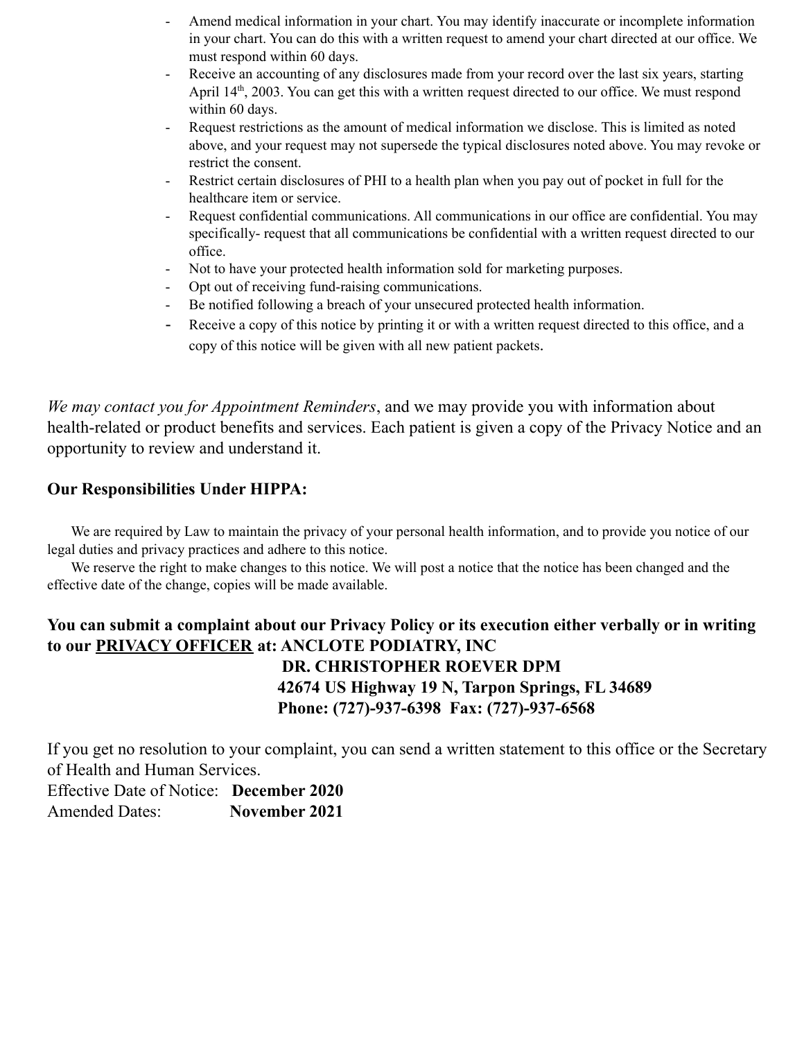- Amend medical information in your chart. You may identify inaccurate or incomplete information in your chart. You can do this with a written request to amend your chart directed at our office. We must respond within 60 days.
- Receive an accounting of any disclosures made from your record over the last six years, starting April 14th, 2003. You can get this with a written request directed to our office. We must respond within 60 days.
- Request restrictions as the amount of medical information we disclose. This is limited as noted above, and your request may not supersede the typical disclosures noted above. You may revoke or restrict the consent.
- Restrict certain disclosures of PHI to a health plan when you pay out of pocket in full for the healthcare item or service.
- Request confidential communications. All communications in our office are confidential. You may specifically- request that all communications be confidential with a written request directed to our office.
- Not to have your protected health information sold for marketing purposes.
- Opt out of receiving fund-raising communications.
- Be notified following a breach of your unsecured protected health information.
- Receive a copy of this notice by printing it or with a written request directed to this office, and a copy of this notice will be given with all new patient packets.

*We may contact you for Appointment Reminders*, and we may provide you with information about health-related or product benefits and services. Each patient is given a copy of the Privacy Notice and an opportunity to review and understand it.

**Our Responsibilities Under HIPPA:**

We are required by Law to maintain the privacy of your personal health information, and to provide you notice of our legal duties and privacy practices and adhere to this notice.

We reserve the right to make changes to this notice. We will post a notice that the notice has been changed and the effective date of the change, copies will be made available.

**You can submit a complaint about our Privacy Policy or its execution either verbally or in writing to our PRIVACY OFFICER at: ANCLOTE PODIATRY, INC**

**DR. CHRISTOPHER ROEVER DPM**
**42674 US Highway 19 N, Tarpon Springs, FL 34689**
**Phone: (727)-937-6398 Fax: (727)-937-6568**

If you get no resolution to your complaint, you can send a written statement to this office or the Secretary of Health and Human Services.

Effective Date of Notice: **December 2020**
Amended Dates: **November 2021**